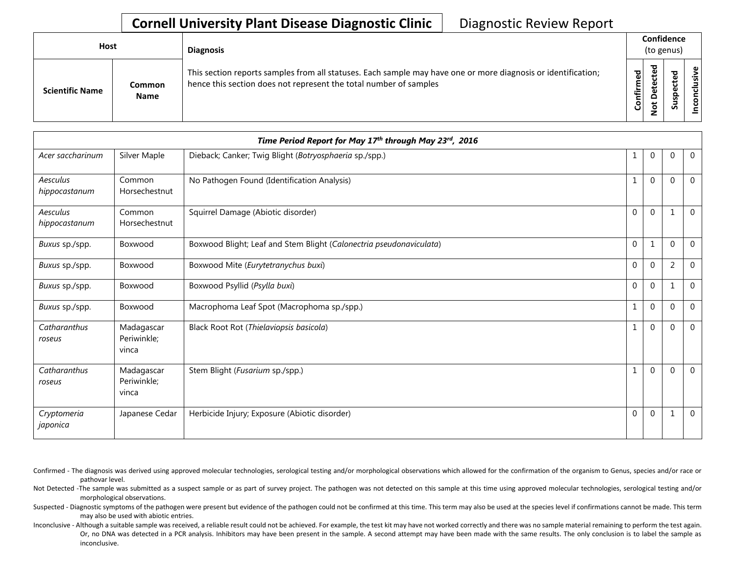**Cornell University Plant Disease Diagnostic Clinic** Diagnostic Review Report

| Host | | Diagnosis | Confidence (to genus) | | | |
|---|---|---|---|---|---|---|
| **Scientific Name** | **Common Name** | This section reports samples from all statuses. Each sample may have one or more diagnosis or identification; hence this section does not represent the total number of samples | **Confirmed** | **Not Detected** | **Suspected** | **Inconclusive** |
| ***Time Period Report for May 17th through May 23rd, 2016*** | | | | | | |
| *Acer saccharinum* | Silver Maple | Dieback; Canker; Twig Blight (*Botryosphaeria* sp./spp.) | 1 | 0 | 0 | 0 |
| *Aesculus hippocastanum* | Common Horsechestnut | No Pathogen Found (Identification Analysis) | 1 | 0 | 0 | 0 |
| *Aesculus hippocastanum* | Common Horsechestnut | Squirrel Damage (Abiotic disorder) | 0 | 0 | 1 | 0 |
| *Buxus* sp./spp. | Boxwood | Boxwood Blight; Leaf and Stem Blight (*Calonectria pseudonaviculata*) | 0 | 1 | 0 | 0 |
| *Buxus* sp./spp. | Boxwood | Boxwood Mite (*Eurytetranychus buxi*) | 0 | 0 | 2 | 0 |
| *Buxus* sp./spp. | Boxwood | Boxwood Psyllid (*Psylla buxi*) | 0 | 0 | 1 | 0 |
| *Buxus* sp./spp. | Boxwood | Macrophoma Leaf Spot (Macrophoma sp./spp.) | 1 | 0 | 0 | 0 |
| *Catharanthus roseus* | Madagascar Periwinkle; vinca | Black Root Rot (*Thielaviopsis basicola*) | 1 | 0 | 0 | 0 |
| *Catharanthus roseus* | Madagascar Periwinkle; vinca | Stem Blight (*Fusarium* sp./spp.) | 1 | 0 | 0 | 0 |
| *Cryptomeria japonica* | Japanese Cedar | Herbicide Injury; Exposure (Abiotic disorder) | 0 | 0 | 1 | 0 |

Confirmed - The diagnosis was derived using approved molecular technologies, serological testing and/or morphological observations which allowed for the confirmation of the organism to Genus, species and/or race or pathovar level.

Not Detected -The sample was submitted as a suspect sample or as part of survey project. The pathogen was not detected on this sample at this time using approved molecular technologies, serological testing and/or morphological observations.

Suspected - Diagnostic symptoms of the pathogen were present but evidence of the pathogen could not be confirmed at this time. This term may also be used at the species level if confirmations cannot be made. This term may also be used with abiotic entries.

Inconclusive - Although a suitable sample was received, a reliable result could not be achieved. For example, the test kit may have not worked correctly and there was no sample material remaining to perform the test again. Or, no DNA was detected in a PCR analysis. Inhibitors may have been present in the sample. A second attempt may have been made with the same results. The only conclusion is to label the sample as inconclusive.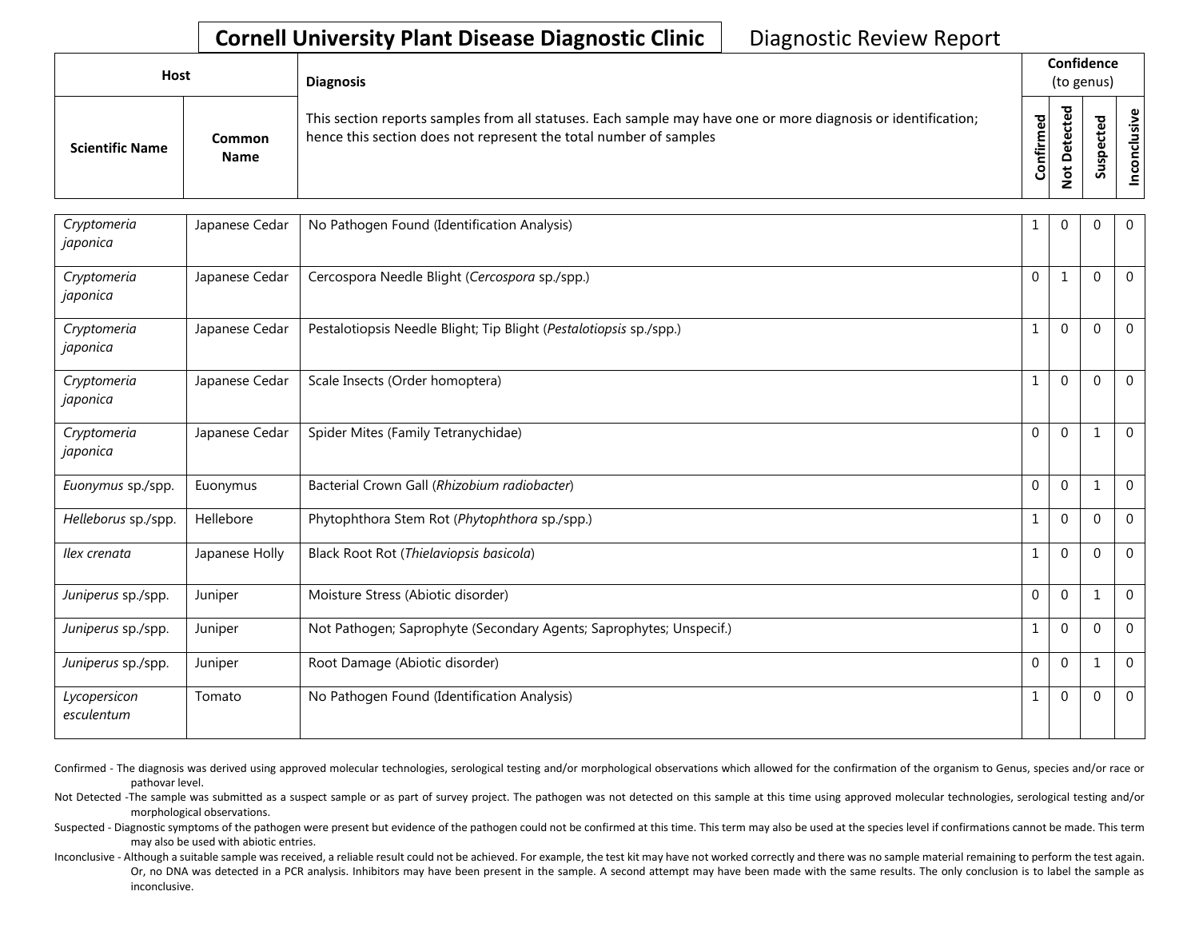# Cornell University Plant Disease Diagnostic Clinic

Diagnostic Review Report

| Host | | Diagnosis | Confidence (to genus) | | | |
|---|---|---|---|---|---|---|
| **Scientific Name** | **Common Name** | This section reports samples from all statuses. Each sample may have one or more diagnosis or identification; hence this section does not represent the total number of samples | **Confirmed** | **Not Detected** | **Suspected** | **Inconclusive** |
| *Cryptomeria japonica* | Japanese Cedar | No Pathogen Found (Identification Analysis) | 1 | 0 | 0 | 0 |
| *Cryptomeria japonica* | Japanese Cedar | Cercospora Needle Blight (*Cercospora* sp./spp.) | 0 | 1 | 0 | 0 |
| *Cryptomeria japonica* | Japanese Cedar | Pestalotiopsis Needle Blight; Tip Blight (*Pestalotiopsis* sp./spp.) | 1 | 0 | 0 | 0 |
| *Cryptomeria japonica* | Japanese Cedar | Scale Insects (Order homoptera) | 1 | 0 | 0 | 0 |
| *Cryptomeria japonica* | Japanese Cedar | Spider Mites (Family Tetranychidae) | 0 | 0 | 1 | 0 |
| *Euonymus* sp./spp. | Euonymus | Bacterial Crown Gall (*Rhizobium radiobacter*) | 0 | 0 | 1 | 0 |
| *Helleborus* sp./spp. | Hellebore | Phytophthora Stem Rot (*Phytophthora* sp./spp.) | 1 | 0 | 0 | 0 |
| *Ilex crenata* | Japanese Holly | Black Root Rot (*Thielaviopsis basicola*) | 1 | 0 | 0 | 0 |
| *Juniperus* sp./spp. | Juniper | Moisture Stress (Abiotic disorder) | 0 | 0 | 1 | 0 |
| *Juniperus* sp./spp. | Juniper | Not Pathogen; Saprophyte (Secondary Agents; Saprophytes; Unspecif.) | 1 | 0 | 0 | 0 |
| *Juniperus* sp./spp. | Juniper | Root Damage (Abiotic disorder) | 0 | 0 | 1 | 0 |
| *Lycopersicon esculentum* | Tomato | No Pathogen Found (Identification Analysis) | 1 | 0 | 0 | 0 |

Confirmed - The diagnosis was derived using approved molecular technologies, serological testing and/or morphological observations which allowed for the confirmation of the organism to Genus, species and/or race or pathovar level.

Not Detected -The sample was submitted as a suspect sample or as part of survey project. The pathogen was not detected on this sample at this time using approved molecular technologies, serological testing and/or morphological observations.

Suspected - Diagnostic symptoms of the pathogen were present but evidence of the pathogen could not be confirmed at this time. This term may also be used at the species level if confirmations cannot be made. This term may also be used with abiotic entries.

Inconclusive - Although a suitable sample was received, a reliable result could not be achieved. For example, the test kit may have not worked correctly and there was no sample material remaining to perform the test again. Or, no DNA was detected in a PCR analysis. Inhibitors may have been present in the sample. A second attempt may have been made with the same results. The only conclusion is to label the sample as inconclusive.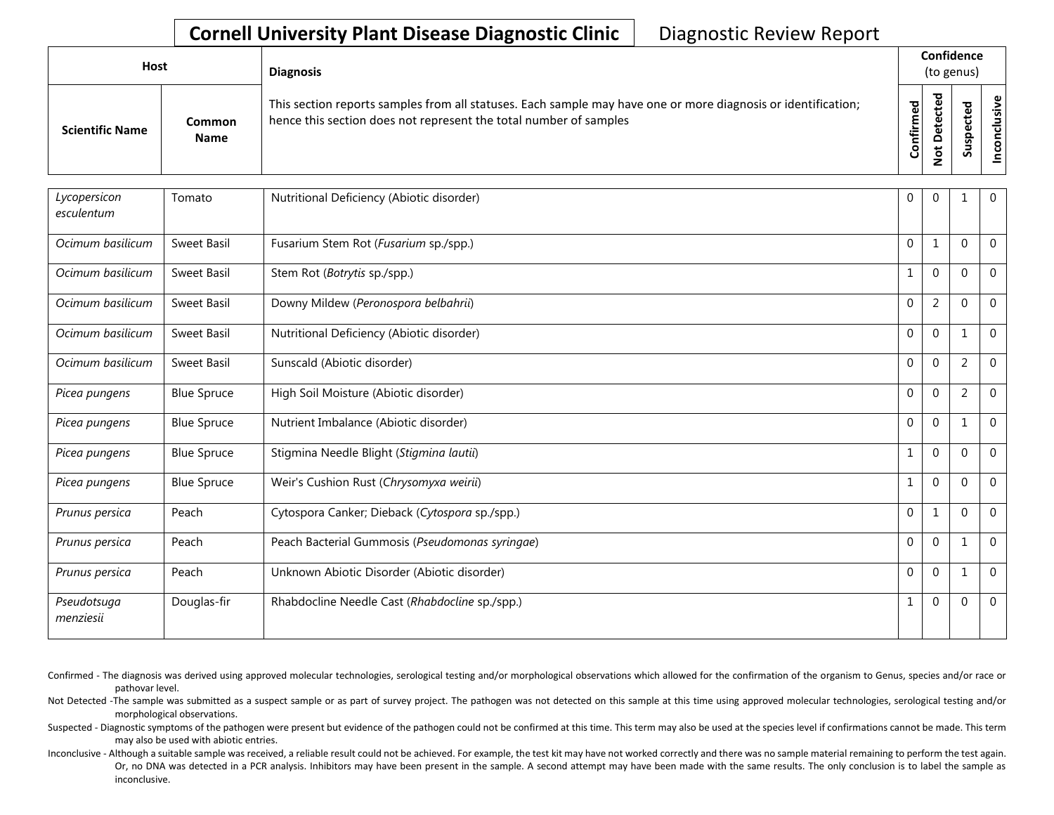# Cornell University Plant Disease Diagnostic Clinic

Diagnostic Review Report

| Host | | Diagnosis | Confidence (to genus) | | | |
|---|---|---|---|---|---|---|
| Scientific Name | Common Name | This section reports samples from all statuses. Each sample may have one or more diagnosis or identification; hence this section does not represent the total number of samples | Confirmed | Not Detected | Suspected | Inconclusive |
| *Lycopersicon esculentum* | Tomato | Nutritional Deficiency (Abiotic disorder) | 0 | 0 | 1 | 0 |
| *Ocimum basilicum* | Sweet Basil | Fusarium Stem Rot (*Fusarium* sp./spp.) | 0 | 1 | 0 | 0 |
| *Ocimum basilicum* | Sweet Basil | Stem Rot (*Botrytis* sp./spp.) | 1 | 0 | 0 | 0 |
| *Ocimum basilicum* | Sweet Basil | Downy Mildew (*Peronospora belbahrii*) | 0 | 2 | 0 | 0 |
| *Ocimum basilicum* | Sweet Basil | Nutritional Deficiency (Abiotic disorder) | 0 | 0 | 1 | 0 |
| *Ocimum basilicum* | Sweet Basil | Sunscald (Abiotic disorder) | 0 | 0 | 2 | 0 |
| *Picea pungens* | Blue Spruce | High Soil Moisture (Abiotic disorder) | 0 | 0 | 2 | 0 |
| *Picea pungens* | Blue Spruce | Nutrient Imbalance (Abiotic disorder) | 0 | 0 | 1 | 0 |
| *Picea pungens* | Blue Spruce | Stigmina Needle Blight (*Stigmina lautii*) | 1 | 0 | 0 | 0 |
| *Picea pungens* | Blue Spruce | Weir's Cushion Rust (*Chrysomyxa weirii*) | 1 | 0 | 0 | 0 |
| *Prunus persica* | Peach | Cytospora Canker; Dieback (*Cytospora* sp./spp.) | 0 | 1 | 0 | 0 |
| *Prunus persica* | Peach | Peach Bacterial Gummosis (*Pseudomonas syringae*) | 0 | 0 | 1 | 0 |
| *Prunus persica* | Peach | Unknown Abiotic Disorder (Abiotic disorder) | 0 | 0 | 1 | 0 |
| *Pseudotsuga menziesii* | Douglas-fir | Rhabdocline Needle Cast (*Rhabdocline* sp./spp.) | 1 | 0 | 0 | 0 |

Confirmed - The diagnosis was derived using approved molecular technologies, serological testing and/or morphological observations which allowed for the confirmation of the organism to Genus, species and/or race or pathovar level.

Not Detected -The sample was submitted as a suspect sample or as part of survey project. The pathogen was not detected on this sample at this time using approved molecular technologies, serological testing and/or morphological observations.

Suspected - Diagnostic symptoms of the pathogen were present but evidence of the pathogen could not be confirmed at this time. This term may also be used at the species level if confirmations cannot be made. This term may also be used with abiotic entries.

Inconclusive - Although a suitable sample was received, a reliable result could not be achieved. For example, the test kit may have not worked correctly and there was no sample material remaining to perform the test again. Or, no DNA was detected in a PCR analysis. Inhibitors may have been present in the sample. A second attempt may have been made with the same results. The only conclusion is to label the sample as inconclusive.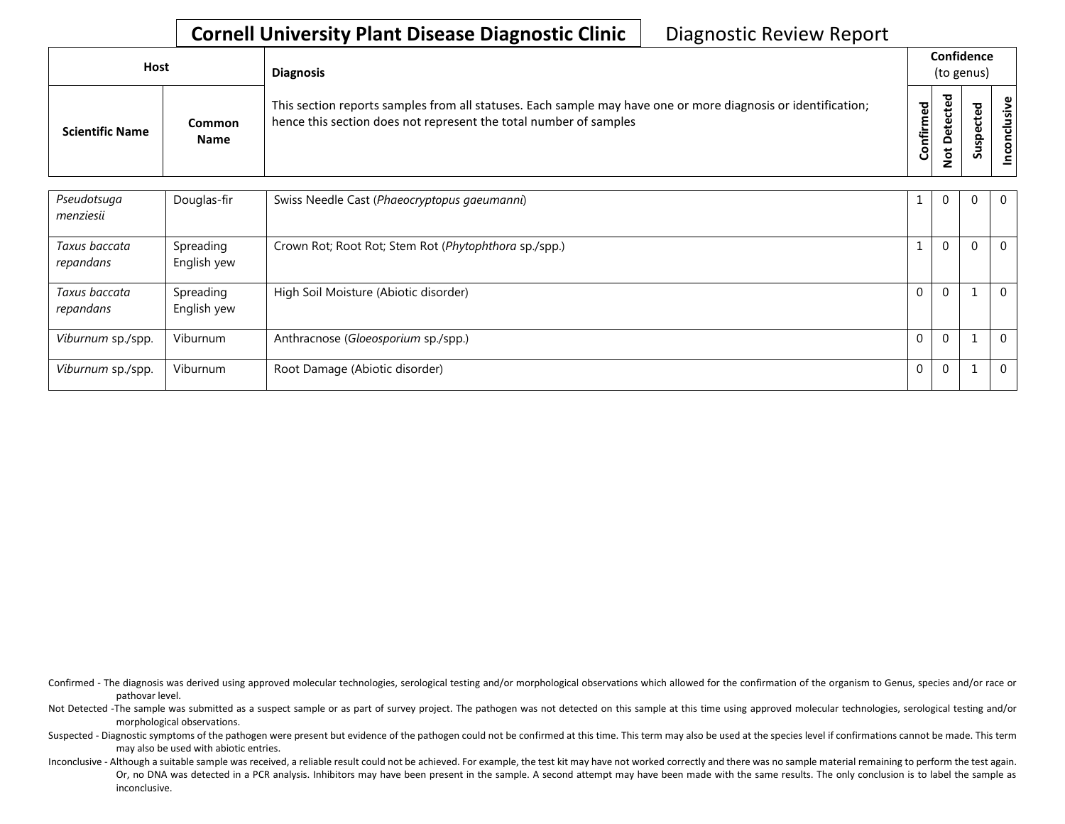Cornell University Plant Disease Diagnostic Clinic

Diagnostic Review Report

| Host | | Diagnosis | Confidence (to genus) | | | |
|---|---|---|---|---|---|---|
| Scientific Name | Common Name | This section reports samples from all statuses. Each sample may have one or more diagnosis or identification; hence this section does not represent the total number of samples | Confirmed | Not Detected | Suspected | Inconclusive |
| *Pseudotsuga menziesii* | Douglas-fir | Swiss Needle Cast (*Phaeocryptopus gaeumanni*) | 1 | 0 | 0 | 0 |
| *Taxus baccata repandans* | Spreading English yew | Crown Rot; Root Rot; Stem Rot (*Phytophthora* sp./spp.) | 1 | 0 | 0 | 0 |
| *Taxus baccata repandans* | Spreading English yew | High Soil Moisture (Abiotic disorder) | 0 | 0 | 1 | 0 |
| *Viburnum* sp./spp. | Viburnum | Anthracnose (*Gloeosporium* sp./spp.) | 0 | 0 | 1 | 0 |
| *Viburnum* sp./spp. | Viburnum | Root Damage (Abiotic disorder) | 0 | 0 | 1 | 0 |

Confirmed - The diagnosis was derived using approved molecular technologies, serological testing and/or morphological observations which allowed for the confirmation of the organism to Genus, species and/or race or pathovar level.

Not Detected -The sample was submitted as a suspect sample or as part of survey project. The pathogen was not detected on this sample at this time using approved molecular technologies, serological testing and/or morphological observations.

Suspected - Diagnostic symptoms of the pathogen were present but evidence of the pathogen could not be confirmed at this time. This term may also be used at the species level if confirmations cannot be made. This term may also be used with abiotic entries.

Inconclusive - Although a suitable sample was received, a reliable result could not be achieved. For example, the test kit may have not worked correctly and there was no sample material remaining to perform the test again. Or, no DNA was detected in a PCR analysis. Inhibitors may have been present in the sample. A second attempt may have been made with the same results. The only conclusion is to label the sample as inconclusive.